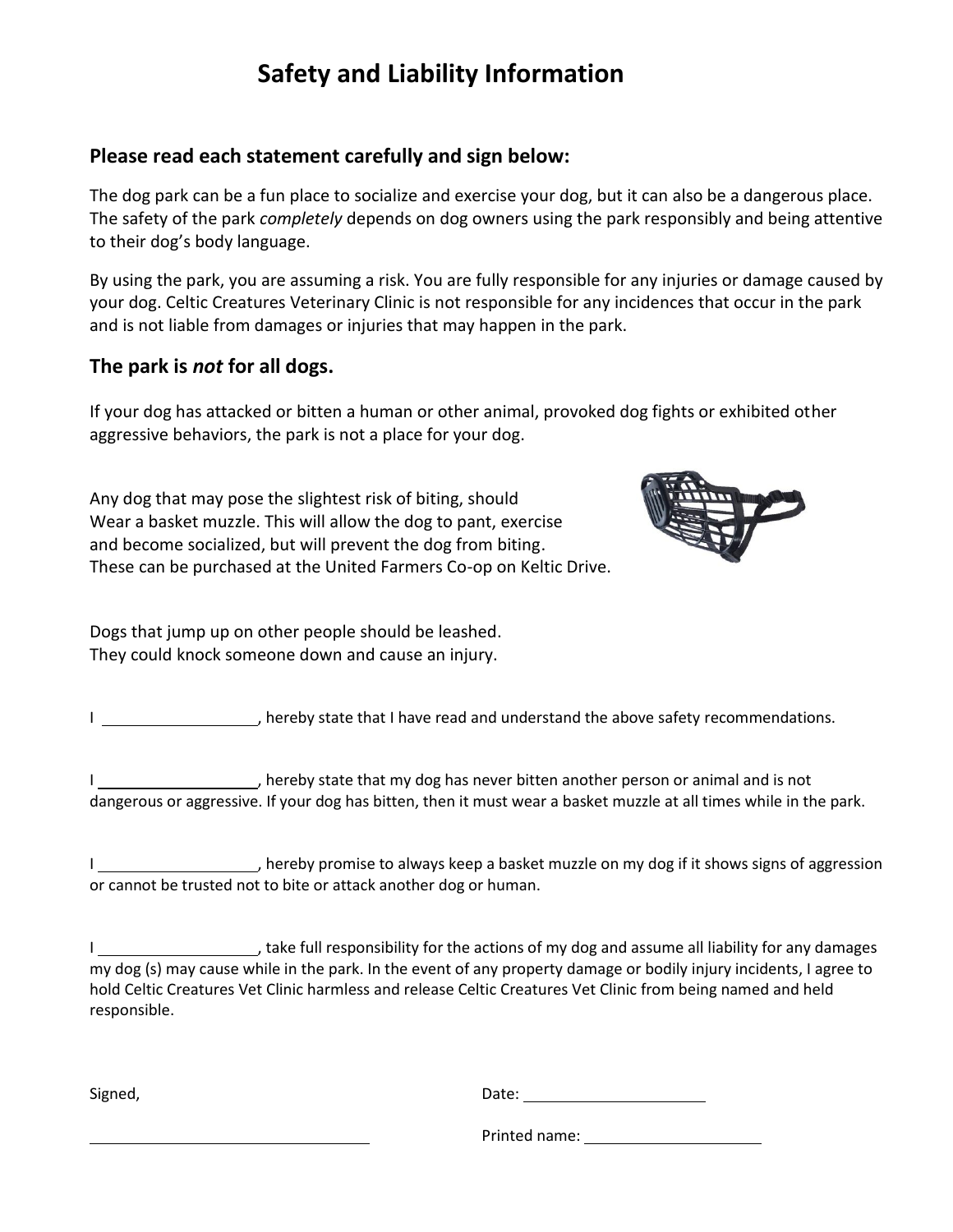# Safety and Liability Information

## Please read each statement carefully and sign below:

The dog park can be a fun place to socialize and exercise your dog, but it can also be a dangerous place. The safety of the park *completely* depends on dog owners using the park responsibly and being attentive to their dog's body language.

By using the park, you are assuming a risk. You are fully responsible for any injuries or damage caused by your dog. Celtic Creatures Veterinary Clinic is not responsible for any incidences that occur in the park and is not liable from damages or injuries that may happen in the park.

## The park is *not* for all dogs.

If your dog has attacked or bitten a human or other animal, provoked dog fights or exhibited other aggressive behaviors, the park is not a place for your dog.

Any dog that may pose the slightest risk of biting, should Wear a basket muzzle. This will allow the dog to pant, exercise and become socialized, but will prevent the dog from biting. These can be purchased at the United Farmers Co-op on Keltic Drive.

Dogs that jump up on other people should be leashed. They could knock someone down and cause an injury.

I __________________, hereby state that I have read and understand the above safety recommendations.

I __________________, hereby state that my dog has never bitten another person or animal and is not dangerous or aggressive. If your dog has bitten, then it must wear a basket muzzle at all times while in the park.

I __________________, hereby promise to always keep a basket muzzle on my dog if it shows signs of aggression or cannot be trusted not to bite or attack another dog or human.

I __________________, take full responsibility for the actions of my dog and assume all liability for any damages my dog (s) may cause while in the park. In the event of any property damage or bodily injury incidents, I agree to hold Celtic Creatures Vet Clinic harmless and release Celtic Creatures Vet Clinic from being named and held responsible.

Signed,

________________________________

Date: ____________________

Printed name: ____________________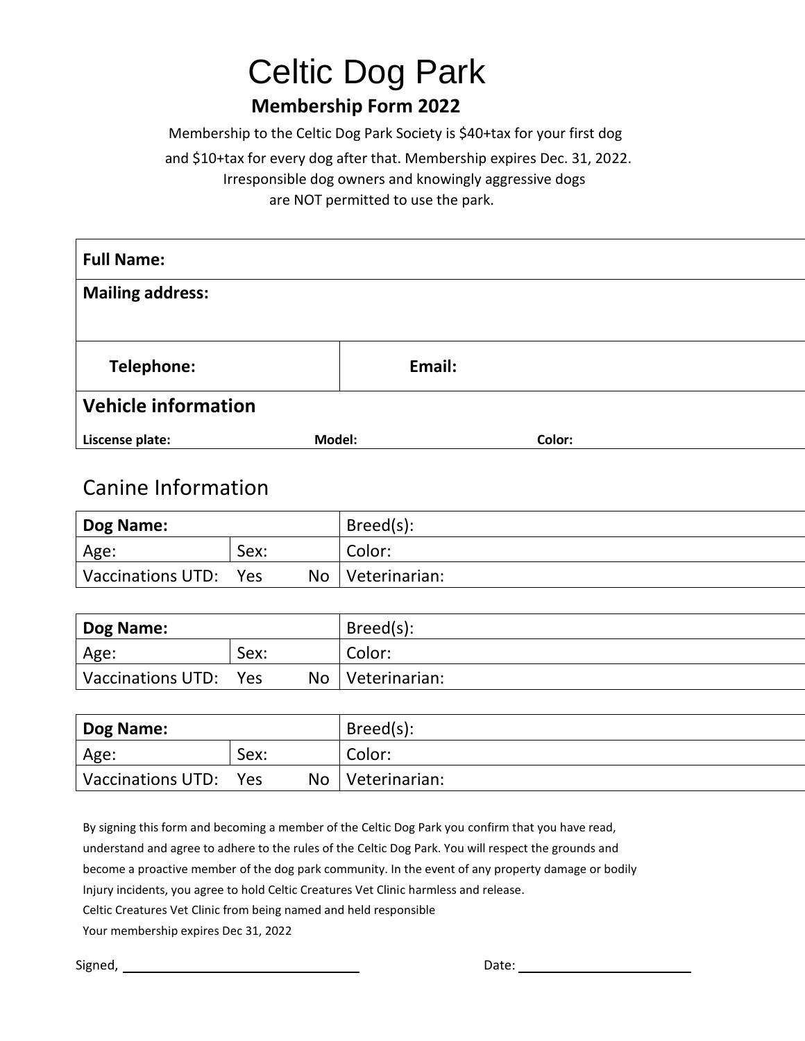# Celtic Dog Park

**Membership Form 2022**

Membership to the Celtic Dog Park Society is $40+tax for your first dog and $10+tax for every dog after that. Membership expires Dec. 31, 2022. Irresponsible dog owners and knowingly aggressive dogs are NOT permitted to use the park.

| | | |
|---|---|---|
| **Full Name:** | | |
| **Mailing address:** | | |
| **Telephone:** | **Email:** | |
| **Vehicle information** | | |
| **Liscense plate:** | **Model:** | **Color:** |

## Canine Information

| | | |
|---|---|---|
| **Dog Name:** | | Breed(s): |
| Age: | Sex: | Color: |
| Vaccinations UTD: Yes | No | Veterinarian: |

| | | |
|---|---|---|
| **Dog Name:** | | Breed(s): |
| Age: | Sex: | Color: |
| Vaccinations UTD: Yes | No | Veterinarian: |

| | | |
|---|---|---|
| **Dog Name:** | | Breed(s): |
| Age: | Sex: | Color: |
| Vaccinations UTD: Yes | No | Veterinarian: |

By signing this form and becoming a member of the Celtic Dog Park you confirm that you have read, understand and agree to adhere to the rules of the Celtic Dog Park. You will respect the grounds and become a proactive member of the dog park community. In the event of any property damage or bodily Injury incidents, you agree to hold Celtic Creatures Vet Clinic harmless and release.
Celtic Creatures Vet Clinic from being named and held responsible
Your membership expires Dec 31, 2022

Signed, ______________________ Date: ______________________